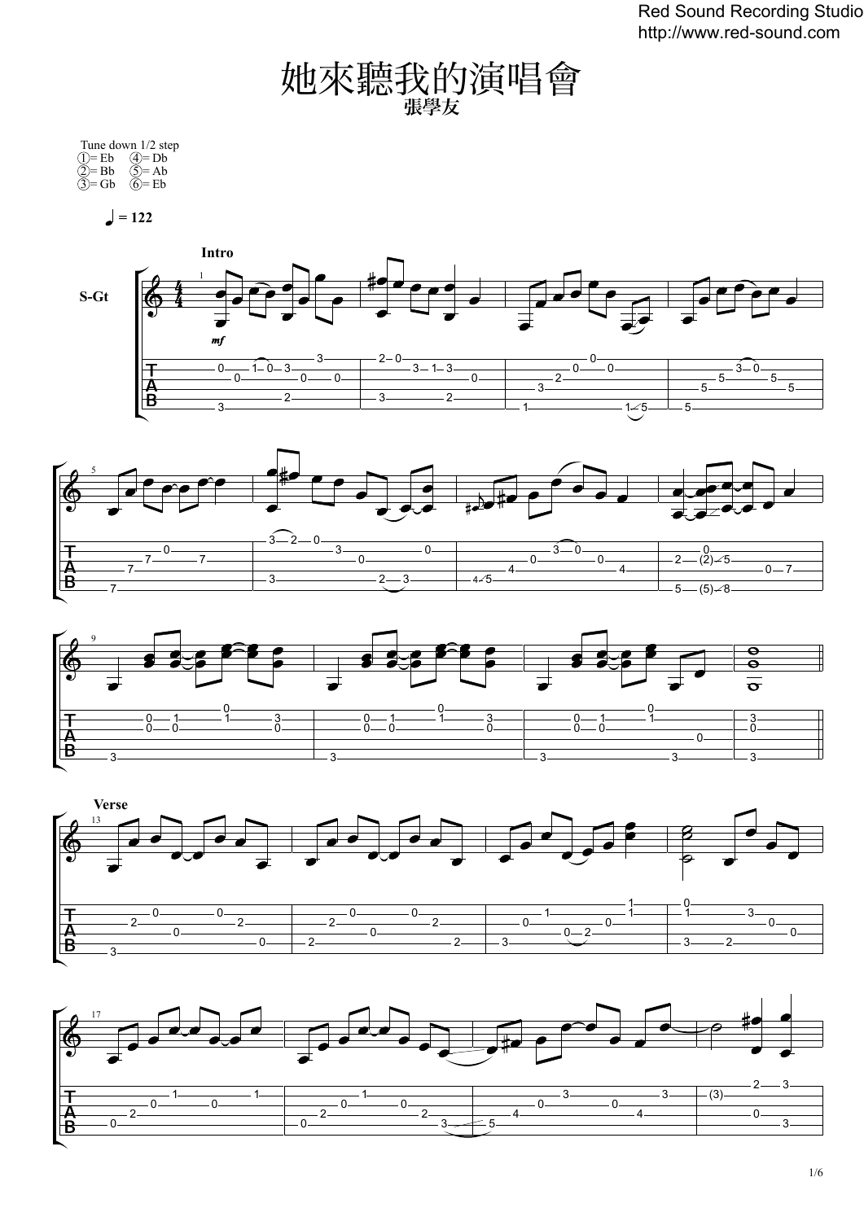# 她來聽我的演唱會

**張學友**

Tune down 1/2 step
① = Eb ④ = Db
② = Bb ⑤ = Ab
③ = Gb ⑥ = Eb

♩ = 122

**Intro**

S-Gt

*mf*

**Verse**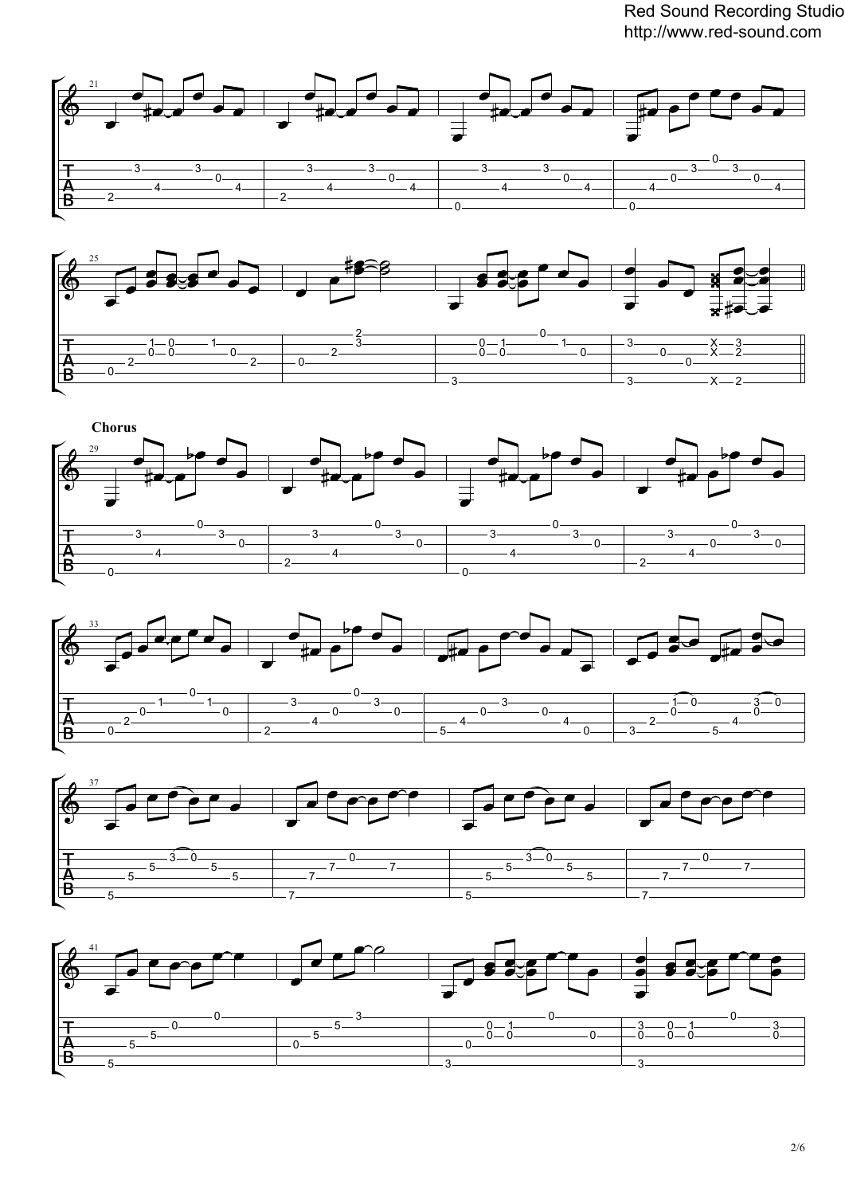**Chorus**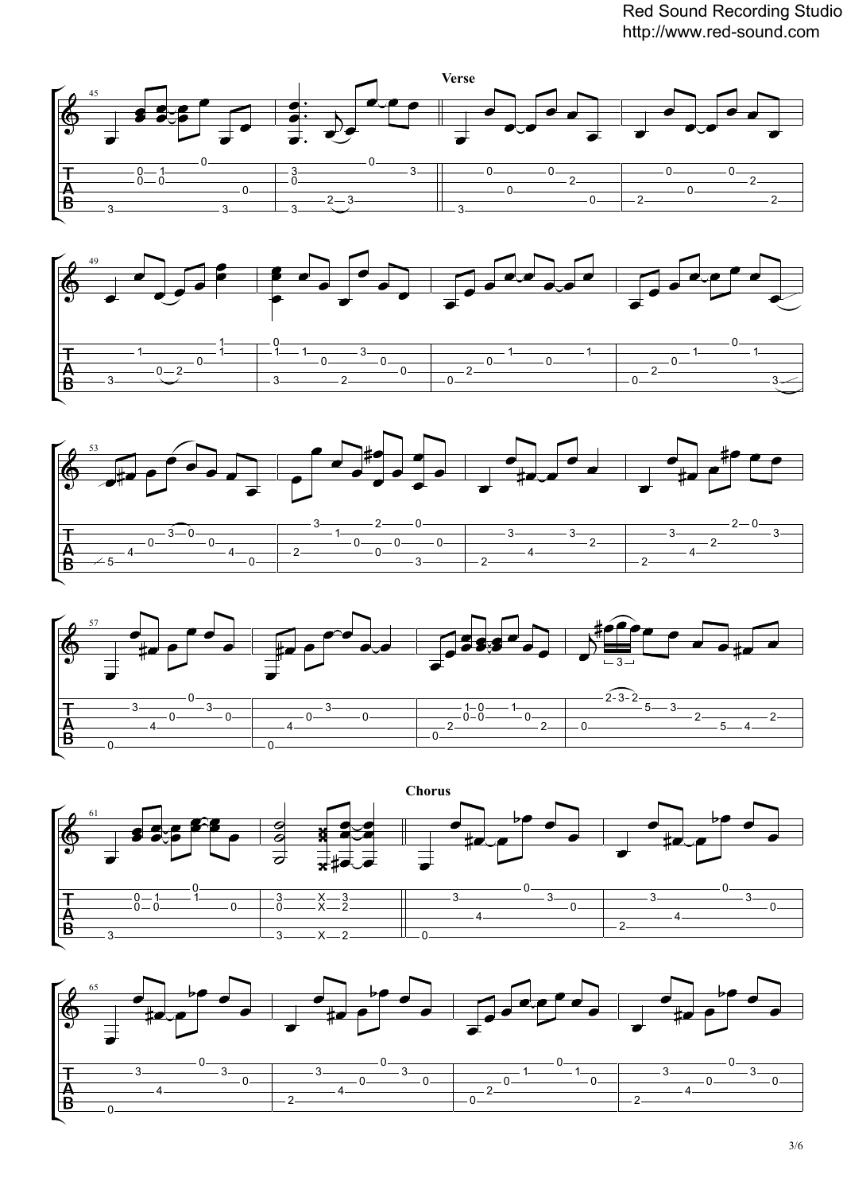Red Sound Recording Studio
http://www.red-sound.com

Verse

Chorus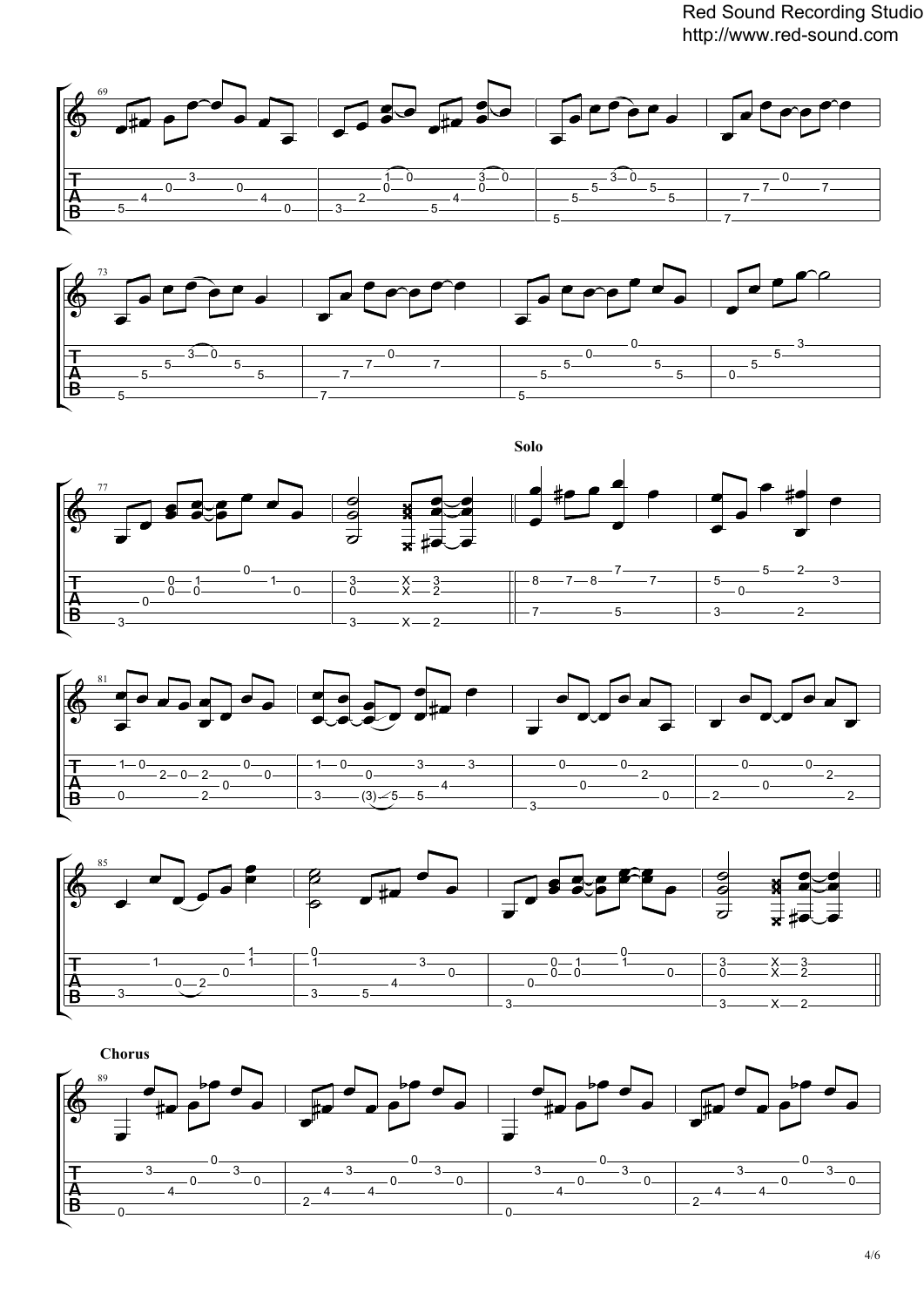**Solo**

**Chorus**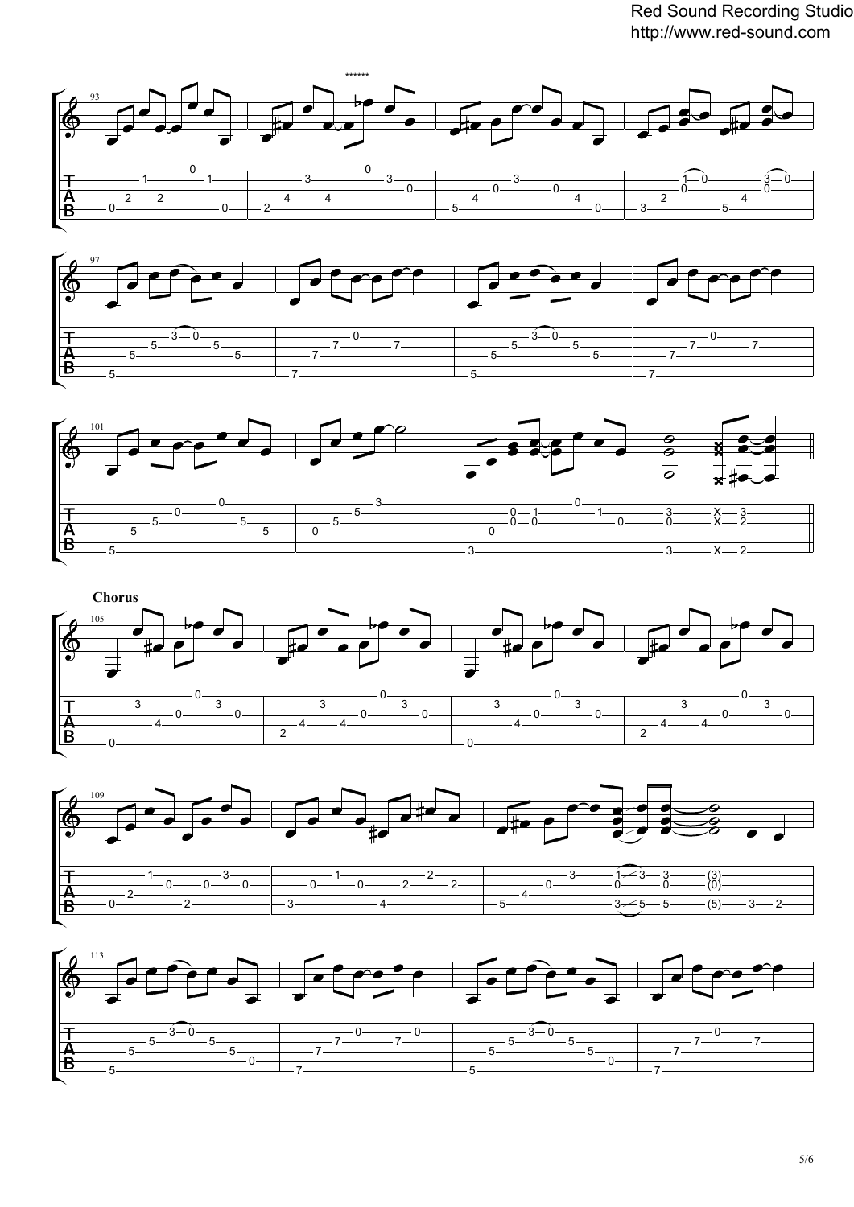**Chorus**